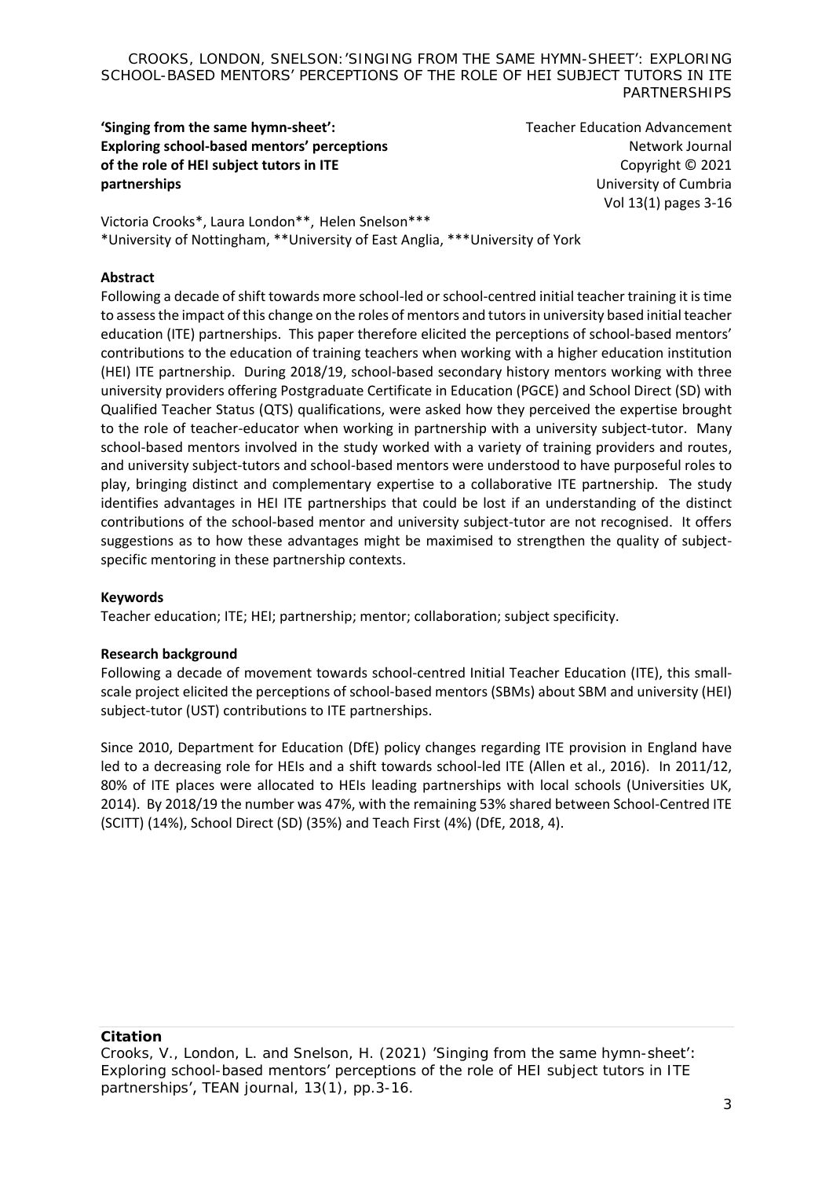**'Singing from the same hymn-sheet': Exploring school-based mentors' perceptions of the role of HEI subject tutors in ITE partnerships**

Teacher Education Advancement Network Journal
Copyright © 2021
University of Cumbria
Vol 13(1) pages 3-16

Victoria Crooks*, Laura London**, Helen Snelson***
*University of Nottingham, **University of East Anglia, ***University of York

**Abstract**

Following a decade of shift towards more school-led or school-centred initial teacher training it is time to assess the impact of this change on the roles of mentors and tutors in university based initial teacher education (ITE) partnerships. This paper therefore elicited the perceptions of school-based mentors' contributions to the education of training teachers when working with a higher education institution (HEI) ITE partnership. During 2018/19, school-based secondary history mentors working with three university providers offering Postgraduate Certificate in Education (PGCE) and School Direct (SD) with Qualified Teacher Status (QTS) qualifications, were asked how they perceived the expertise brought to the role of teacher-educator when working in partnership with a university subject-tutor. Many school-based mentors involved in the study worked with a variety of training providers and routes, and university subject-tutors and school-based mentors were understood to have purposeful roles to play, bringing distinct and complementary expertise to a collaborative ITE partnership. The study identifies advantages in HEI ITE partnerships that could be lost if an understanding of the distinct contributions of the school-based mentor and university subject-tutor are not recognised. It offers suggestions as to how these advantages might be maximised to strengthen the quality of subject-specific mentoring in these partnership contexts.

**Keywords**

Teacher education; ITE; HEI; partnership; mentor; collaboration; subject specificity.

**Research background**

Following a decade of movement towards school-centred Initial Teacher Education (ITE), this small-scale project elicited the perceptions of school-based mentors (SBMs) about SBM and university (HEI) subject-tutor (UST) contributions to ITE partnerships.

Since 2010, Department for Education (DfE) policy changes regarding ITE provision in England have led to a decreasing role for HEIs and a shift towards school-led ITE (Allen et al., 2016). In 2011/12, 80% of ITE places were allocated to HEIs leading partnerships with local schools (Universities UK, 2014). By 2018/19 the number was 47%, with the remaining 53% shared between School-Centred ITE (SCITT) (14%), School Direct (SD) (35%) and Teach First (4%) (DfE, 2018, 4).

**Citation**

Crooks, V., London, L. and Snelson, H. (2021) 'Singing from the same hymn-sheet': Exploring school-based mentors' perceptions of the role of HEI subject tutors in ITE partnerships', TEAN journal, 13(1), pp.3-16.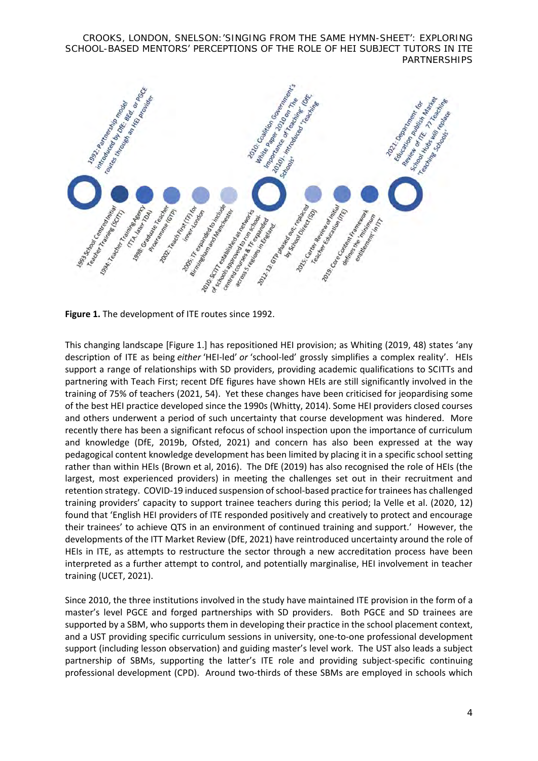**Figure 1.** The development of ITE routes since 1992.

This changing landscape [Figure 1.] has repositioned HEI provision; as Whiting (2019, 48) states 'any description of ITE as being *either* 'HEI-led' *or* 'school-led' grossly simplifies a complex reality'. HEIs support a range of relationships with SD providers, providing academic qualifications to SCITTs and partnering with Teach First; recent DfE figures have shown HEIs are still significantly involved in the training of 75% of teachers (2021, 54). Yet these changes have been criticised for jeopardising some of the best HEI practice developed since the 1990s (Whitty, 2014). Some HEI providers closed courses and others underwent a period of such uncertainty that course development was hindered. More recently there has been a significant refocus of school inspection upon the importance of curriculum and knowledge (DfE, 2019b, Ofsted, 2021) and concern has also been expressed at the way pedagogical content knowledge development has been limited by placing it in a specific school setting rather than within HEIs (Brown et al, 2016). The DfE (2019) has also recognised the role of HEIs (the largest, most experienced providers) in meeting the challenges set out in their recruitment and retention strategy. COVID-19 induced suspension of school-based practice for trainees has challenged training providers' capacity to support trainee teachers during this period; la Velle et al. (2020, 12) found that 'English HEI providers of ITE responded positively and creatively to protect and encourage their trainees' to achieve QTS in an environment of continued training and support.' However, the developments of the ITT Market Review (DfE, 2021) have reintroduced uncertainty around the role of HEIs in ITE, as attempts to restructure the sector through a new accreditation process have been interpreted as a further attempt to control, and potentially marginalise, HEI involvement in teacher training (UCET, 2021).

Since 2010, the three institutions involved in the study have maintained ITE provision in the form of a master's level PGCE and forged partnerships with SD providers. Both PGCE and SD trainees are supported by a SBM, who supports them in developing their practice in the school placement context, and a UST providing specific curriculum sessions in university, one-to-one professional development support (including lesson observation) and guiding master's level work. The UST also leads a subject partnership of SBMs, supporting the latter's ITE role and providing subject-specific continuing professional development (CPD). Around two-thirds of these SBMs are employed in schools which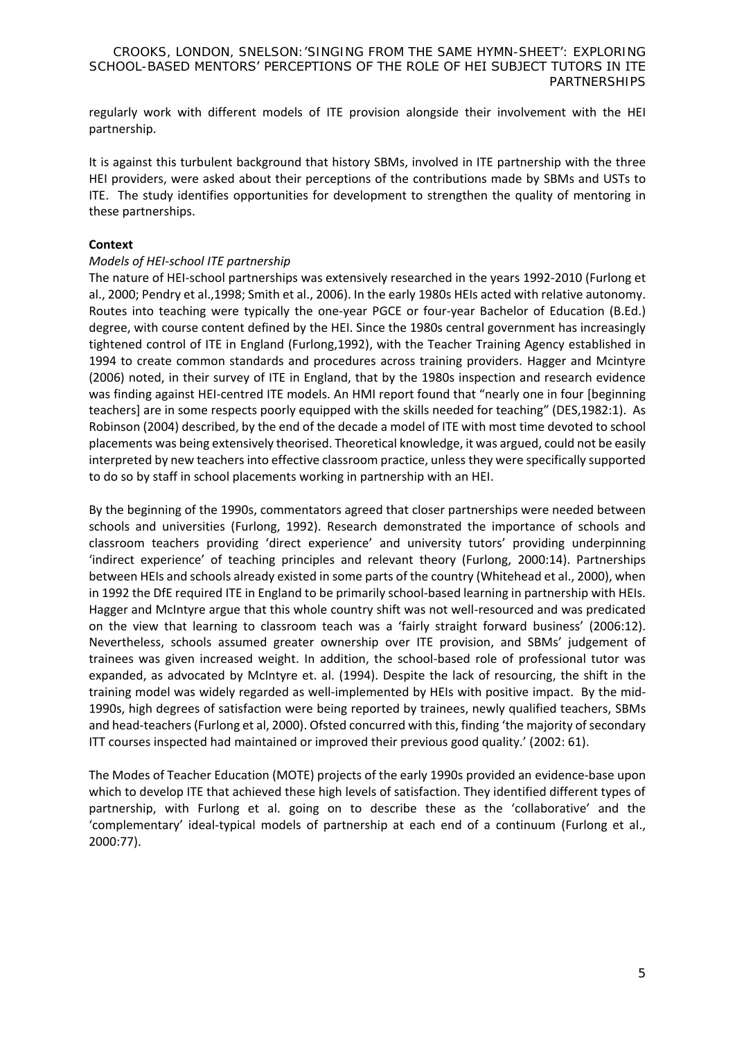regularly work with different models of ITE provision alongside their involvement with the HEI partnership.

It is against this turbulent background that history SBMs, involved in ITE partnership with the three HEI providers, were asked about their perceptions of the contributions made by SBMs and USTs to ITE. The study identifies opportunities for development to strengthen the quality of mentoring in these partnerships.

**Context**

*Models of HEI-school ITE partnership*

The nature of HEI-school partnerships was extensively researched in the years 1992-2010 (Furlong et al., 2000; Pendry et al.,1998; Smith et al., 2006). In the early 1980s HEIs acted with relative autonomy. Routes into teaching were typically the one-year PGCE or four-year Bachelor of Education (B.Ed.) degree, with course content defined by the HEI. Since the 1980s central government has increasingly tightened control of ITE in England (Furlong,1992), with the Teacher Training Agency established in 1994 to create common standards and procedures across training providers. Hagger and Mcintyre (2006) noted, in their survey of ITE in England, that by the 1980s inspection and research evidence was finding against HEI-centred ITE models. An HMI report found that "nearly one in four [beginning teachers] are in some respects poorly equipped with the skills needed for teaching" (DES,1982:1). As Robinson (2004) described, by the end of the decade a model of ITE with most time devoted to school placements was being extensively theorised. Theoretical knowledge, it was argued, could not be easily interpreted by new teachers into effective classroom practice, unless they were specifically supported to do so by staff in school placements working in partnership with an HEI.

By the beginning of the 1990s, commentators agreed that closer partnerships were needed between schools and universities (Furlong, 1992). Research demonstrated the importance of schools and classroom teachers providing 'direct experience' and university tutors' providing underpinning 'indirect experience' of teaching principles and relevant theory (Furlong, 2000:14). Partnerships between HEIs and schools already existed in some parts of the country (Whitehead et al., 2000), when in 1992 the DfE required ITE in England to be primarily school-based learning in partnership with HEIs. Hagger and McIntyre argue that this whole country shift was not well-resourced and was predicated on the view that learning to classroom teach was a 'fairly straight forward business' (2006:12). Nevertheless, schools assumed greater ownership over ITE provision, and SBMs' judgement of trainees was given increased weight. In addition, the school-based role of professional tutor was expanded, as advocated by McIntyre et. al. (1994). Despite the lack of resourcing, the shift in the training model was widely regarded as well-implemented by HEIs with positive impact. By the mid-1990s, high degrees of satisfaction were being reported by trainees, newly qualified teachers, SBMs and head-teachers (Furlong et al, 2000). Ofsted concurred with this, finding 'the majority of secondary ITT courses inspected had maintained or improved their previous good quality.' (2002: 61).

The Modes of Teacher Education (MOTE) projects of the early 1990s provided an evidence-base upon which to develop ITE that achieved these high levels of satisfaction. They identified different types of partnership, with Furlong et al. going on to describe these as the 'collaborative' and the 'complementary' ideal-typical models of partnership at each end of a continuum (Furlong et al., 2000:77).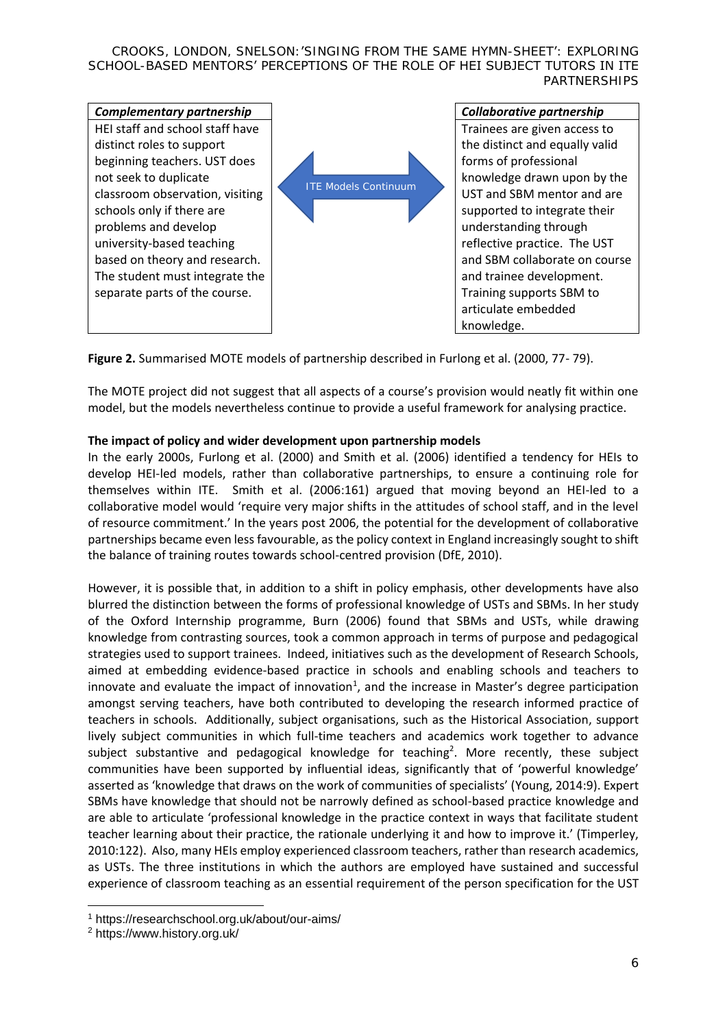| *Complementary partnership* | ITE Models Continuum | *Collaborative partnership* |
|---|---|---|
| HEI staff and school staff have distinct roles to support beginning teachers. UST does not seek to duplicate classroom observation, visiting schools only if there are problems and develop university-based teaching based on theory and research. The student must integrate the separate parts of the course. | | Trainees are given access to the distinct and equally valid forms of professional knowledge drawn upon by the UST and SBM mentor and are supported to integrate their understanding through reflective practice. The UST and SBM collaborate on course and trainee development. Training supports SBM to articulate embedded knowledge. |

**Figure 2.** Summarised MOTE models of partnership described in Furlong et al. (2000, 77- 79).

The MOTE project did not suggest that all aspects of a course's provision would neatly fit within one model, but the models nevertheless continue to provide a useful framework for analysing practice.

**The impact of policy and wider development upon partnership models**

In the early 2000s, Furlong et al. (2000) and Smith et al. (2006) identified a tendency for HEIs to develop HEI-led models, rather than collaborative partnerships, to ensure a continuing role for themselves within ITE. Smith et al. (2006:161) argued that moving beyond an HEI-led to a collaborative model would 'require very major shifts in the attitudes of school staff, and in the level of resource commitment.' In the years post 2006, the potential for the development of collaborative partnerships became even less favourable, as the policy context in England increasingly sought to shift the balance of training routes towards school-centred provision (DfE, 2010).

However, it is possible that, in addition to a shift in policy emphasis, other developments have also blurred the distinction between the forms of professional knowledge of USTs and SBMs. In her study of the Oxford Internship programme, Burn (2006) found that SBMs and USTs, while drawing knowledge from contrasting sources, took a common approach in terms of purpose and pedagogical strategies used to support trainees. Indeed, initiatives such as the development of Research Schools, aimed at embedding evidence-based practice in schools and enabling schools and teachers to innovate and evaluate the impact of innovation[1], and the increase in Master's degree participation amongst serving teachers, have both contributed to developing the research informed practice of teachers in schools. Additionally, subject organisations, such as the Historical Association, support lively subject communities in which full-time teachers and academics work together to advance subject substantive and pedagogical knowledge for teaching[2]. More recently, these subject communities have been supported by influential ideas, significantly that of 'powerful knowledge' asserted as 'knowledge that draws on the work of communities of specialists' (Young, 2014:9). Expert SBMs have knowledge that should not be narrowly defined as school-based practice knowledge and are able to articulate 'professional knowledge in the practice context in ways that facilitate student teacher learning about their practice, the rationale underlying it and how to improve it.' (Timperley, 2010:122). Also, many HEIs employ experienced classroom teachers, rather than research academics, as USTs. The three institutions in which the authors are employed have sustained and successful experience of classroom teaching as an essential requirement of the person specification for the UST

[1] https://researchschool.org.uk/about/our-aims/

[2] https://www.history.org.uk/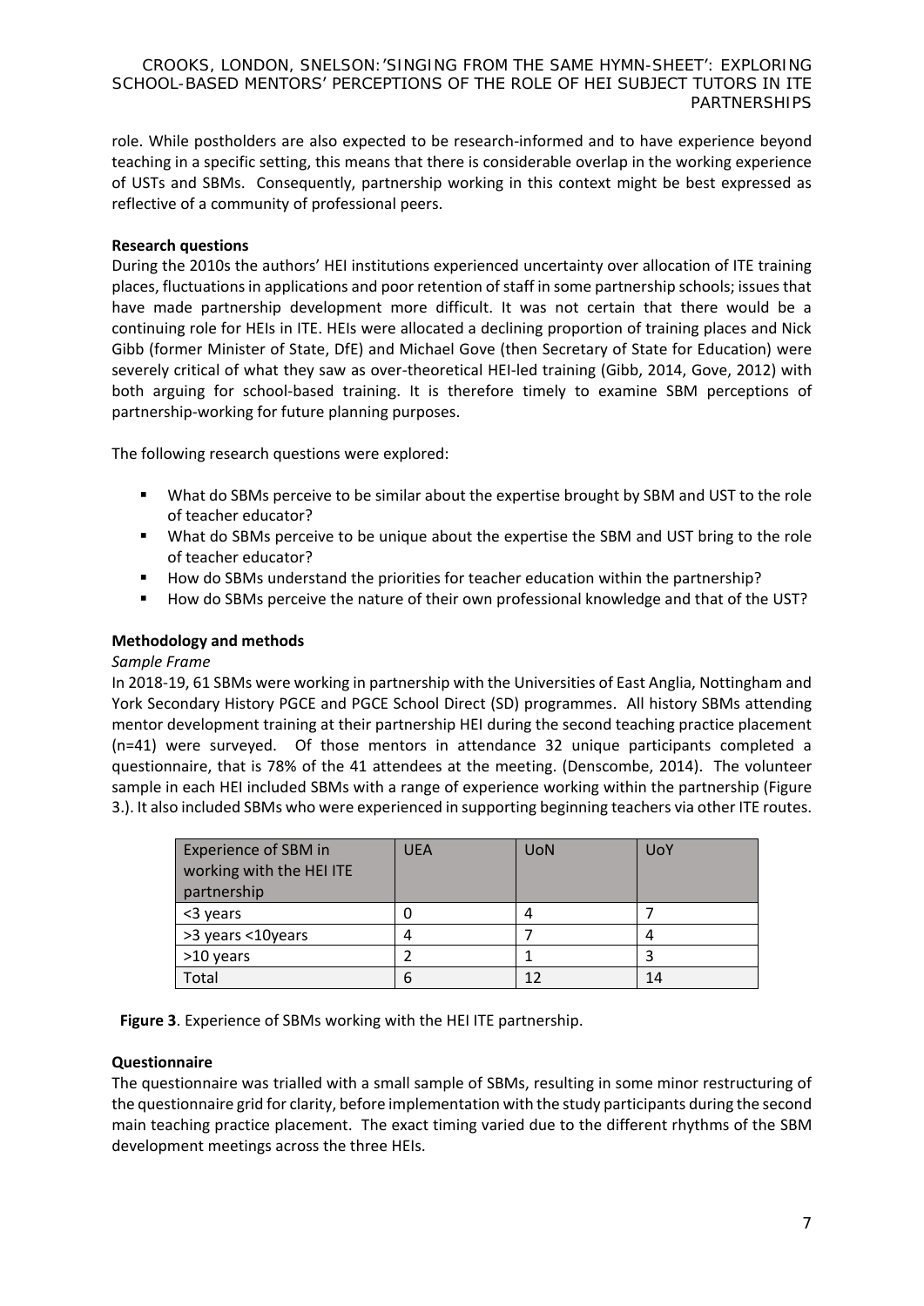role. While postholders are also expected to be research-informed and to have experience beyond teaching in a specific setting, this means that there is considerable overlap in the working experience of USTs and SBMs. Consequently, partnership working in this context might be best expressed as reflective of a community of professional peers.

**Research questions**

During the 2010s the authors' HEI institutions experienced uncertainty over allocation of ITE training places, fluctuations in applications and poor retention of staff in some partnership schools; issues that have made partnership development more difficult. It was not certain that there would be a continuing role for HEIs in ITE. HEIs were allocated a declining proportion of training places and Nick Gibb (former Minister of State, DfE) and Michael Gove (then Secretary of State for Education) were severely critical of what they saw as over-theoretical HEI-led training (Gibb, 2014, Gove, 2012) with both arguing for school-based training. It is therefore timely to examine SBM perceptions of partnership-working for future planning purposes.

The following research questions were explored:

- What do SBMs perceive to be similar about the expertise brought by SBM and UST to the role of teacher educator?
- What do SBMs perceive to be unique about the expertise the SBM and UST bring to the role of teacher educator?
- How do SBMs understand the priorities for teacher education within the partnership?
- How do SBMs perceive the nature of their own professional knowledge and that of the UST?

**Methodology and methods**

*Sample Frame*

In 2018-19, 61 SBMs were working in partnership with the Universities of East Anglia, Nottingham and York Secondary History PGCE and PGCE School Direct (SD) programmes. All history SBMs attending mentor development training at their partnership HEI during the second teaching practice placement (n=41) were surveyed. Of those mentors in attendance 32 unique participants completed a questionnaire, that is 78% of the 41 attendees at the meeting. (Denscombe, 2014). The volunteer sample in each HEI included SBMs with a range of experience working within the partnership (Figure 3.). It also included SBMs who were experienced in supporting beginning teachers via other ITE routes.

| Experience of SBM in working with the HEI ITE partnership | UEA | UoN | UoY |
|---|---|---|---|
| <3 years | 0 | 4 | 7 |
| >3 years <10years | 4 | 7 | 4 |
| >10 years | 2 | 1 | 3 |
| Total | 6 | 12 | 14 |

**Figure 3**. Experience of SBMs working with the HEI ITE partnership.

**Questionnaire**

The questionnaire was trialled with a small sample of SBMs, resulting in some minor restructuring of the questionnaire grid for clarity, before implementation with the study participants during the second main teaching practice placement. The exact timing varied due to the different rhythms of the SBM development meetings across the three HEIs.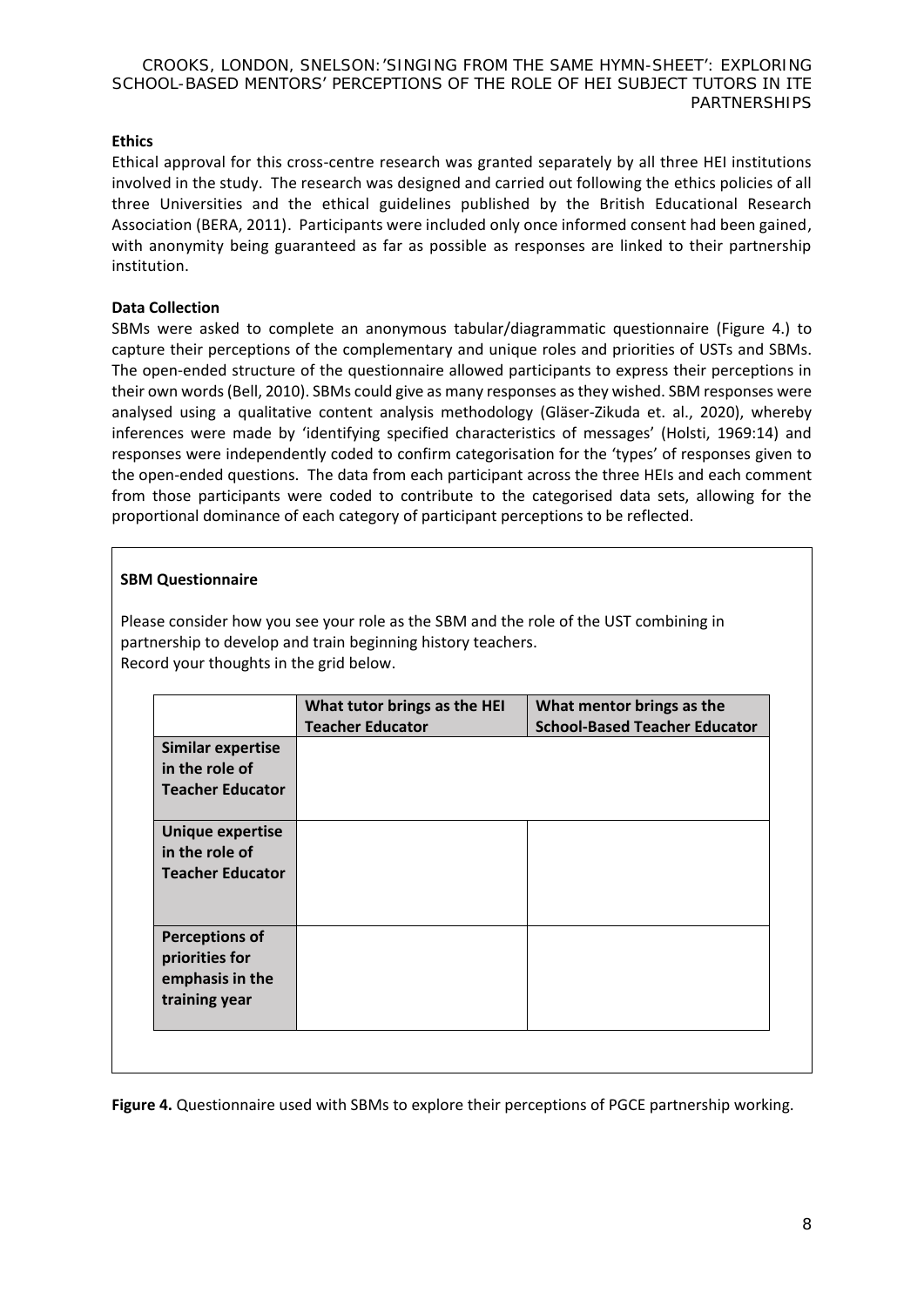**Ethics**

Ethical approval for this cross-centre research was granted separately by all three HEI institutions involved in the study. The research was designed and carried out following the ethics policies of all three Universities and the ethical guidelines published by the British Educational Research Association (BERA, 2011). Participants were included only once informed consent had been gained, with anonymity being guaranteed as far as possible as responses are linked to their partnership institution.

**Data Collection**

SBMs were asked to complete an anonymous tabular/diagrammatic questionnaire (Figure 4.) to capture their perceptions of the complementary and unique roles and priorities of USTs and SBMs. The open-ended structure of the questionnaire allowed participants to express their perceptions in their own words (Bell, 2010). SBMs could give as many responses as they wished. SBM responses were analysed using a qualitative content analysis methodology (Gläser-Zikuda et. al., 2020), whereby inferences were made by 'identifying specified characteristics of messages' (Holsti, 1969:14) and responses were independently coded to confirm categorisation for the 'types' of responses given to the open-ended questions. The data from each participant across the three HEIs and each comment from those participants were coded to contribute to the categorised data sets, allowing for the proportional dominance of each category of participant perceptions to be reflected.

**SBM Questionnaire**

Please consider how you see your role as the SBM and the role of the UST combining in partnership to develop and train beginning history teachers.
Record your thoughts in the grid below.

| | What tutor brings as the HEI Teacher Educator | What mentor brings as the School-Based Teacher Educator |
|---|---|---|
| Similar expertise in the role of Teacher Educator | | |
| Unique expertise in the role of Teacher Educator | | |
| Perceptions of priorities for emphasis in the training year | | |

**Figure 4.** Questionnaire used with SBMs to explore their perceptions of PGCE partnership working.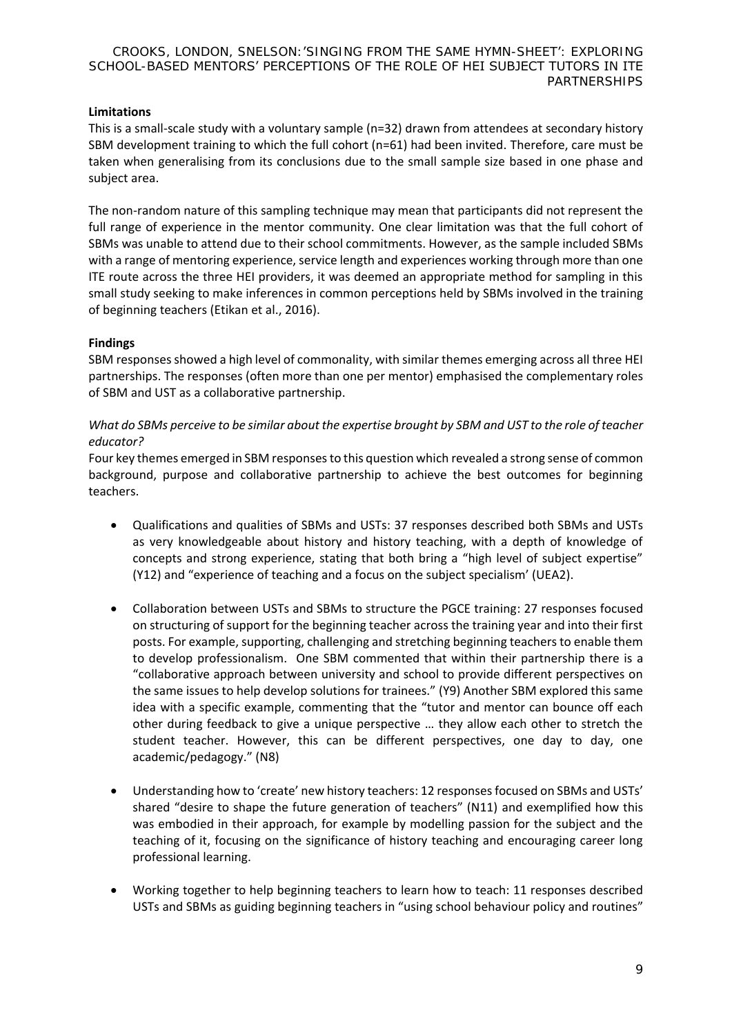**Limitations**

This is a small-scale study with a voluntary sample (n=32) drawn from attendees at secondary history SBM development training to which the full cohort (n=61) had been invited. Therefore, care must be taken when generalising from its conclusions due to the small sample size based in one phase and subject area.

The non-random nature of this sampling technique may mean that participants did not represent the full range of experience in the mentor community. One clear limitation was that the full cohort of SBMs was unable to attend due to their school commitments. However, as the sample included SBMs with a range of mentoring experience, service length and experiences working through more than one ITE route across the three HEI providers, it was deemed an appropriate method for sampling in this small study seeking to make inferences in common perceptions held by SBMs involved in the training of beginning teachers (Etikan et al., 2016).

**Findings**

SBM responses showed a high level of commonality, with similar themes emerging across all three HEI partnerships. The responses (often more than one per mentor) emphasised the complementary roles of SBM and UST as a collaborative partnership.

*What do SBMs perceive to be similar about the expertise brought by SBM and UST to the role of teacher educator?*

Four key themes emerged in SBM responses to this question which revealed a strong sense of common background, purpose and collaborative partnership to achieve the best outcomes for beginning teachers.

- Qualifications and qualities of SBMs and USTs: 37 responses described both SBMs and USTs as very knowledgeable about history and history teaching, with a depth of knowledge of concepts and strong experience, stating that both bring a "high level of subject expertise" (Y12) and "experience of teaching and a focus on the subject specialism' (UEA2).

- Collaboration between USTs and SBMs to structure the PGCE training: 27 responses focused on structuring of support for the beginning teacher across the training year and into their first posts. For example, supporting, challenging and stretching beginning teachers to enable them to develop professionalism. One SBM commented that within their partnership there is a "collaborative approach between university and school to provide different perspectives on the same issues to help develop solutions for trainees." (Y9) Another SBM explored this same idea with a specific example, commenting that the "tutor and mentor can bounce off each other during feedback to give a unique perspective … they allow each other to stretch the student teacher. However, this can be different perspectives, one day to day, one academic/pedagogy." (N8)

- Understanding how to 'create' new history teachers: 12 responses focused on SBMs and USTs' shared "desire to shape the future generation of teachers" (N11) and exemplified how this was embodied in their approach, for example by modelling passion for the subject and the teaching of it, focusing on the significance of history teaching and encouraging career long professional learning.

- Working together to help beginning teachers to learn how to teach: 11 responses described USTs and SBMs as guiding beginning teachers in "using school behaviour policy and routines"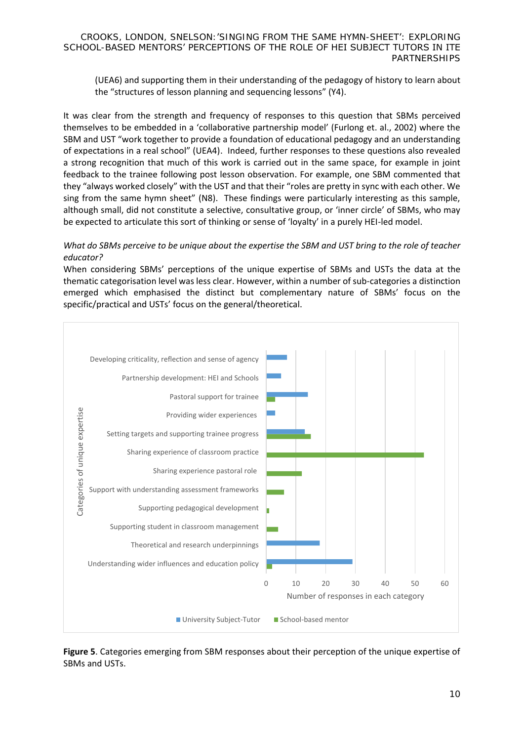(UEA6) and supporting them in their understanding of the pedagogy of history to learn about the "structures of lesson planning and sequencing lessons" (Y4).

It was clear from the strength and frequency of responses to this question that SBMs perceived themselves to be embedded in a 'collaborative partnership model' (Furlong et. al., 2002) where the SBM and UST "work together to provide a foundation of educational pedagogy and an understanding of expectations in a real school" (UEA4). Indeed, further responses to these questions also revealed a strong recognition that much of this work is carried out in the same space, for example in joint feedback to the trainee following post lesson observation. For example, one SBM commented that they "always worked closely" with the UST and that their "roles are pretty in sync with each other. We sing from the same hymn sheet" (N8). These findings were particularly interesting as this sample, although small, did not constitute a selective, consultative group, or 'inner circle' of SBMs, who may be expected to articulate this sort of thinking or sense of 'loyalty' in a purely HEI-led model.

*What do SBMs perceive to be unique about the expertise the SBM and UST bring to the role of teacher educator?*

When considering SBMs' perceptions of the unique expertise of SBMs and USTs the data at the thematic categorisation level was less clear. However, within a number of sub-categories a distinction emerged which emphasised the distinct but complementary nature of SBMs' focus on the specific/practical and USTs' focus on the general/theoretical.

**Figure 5**. Categories emerging from SBM responses about their perception of the unique expertise of SBMs and USTs.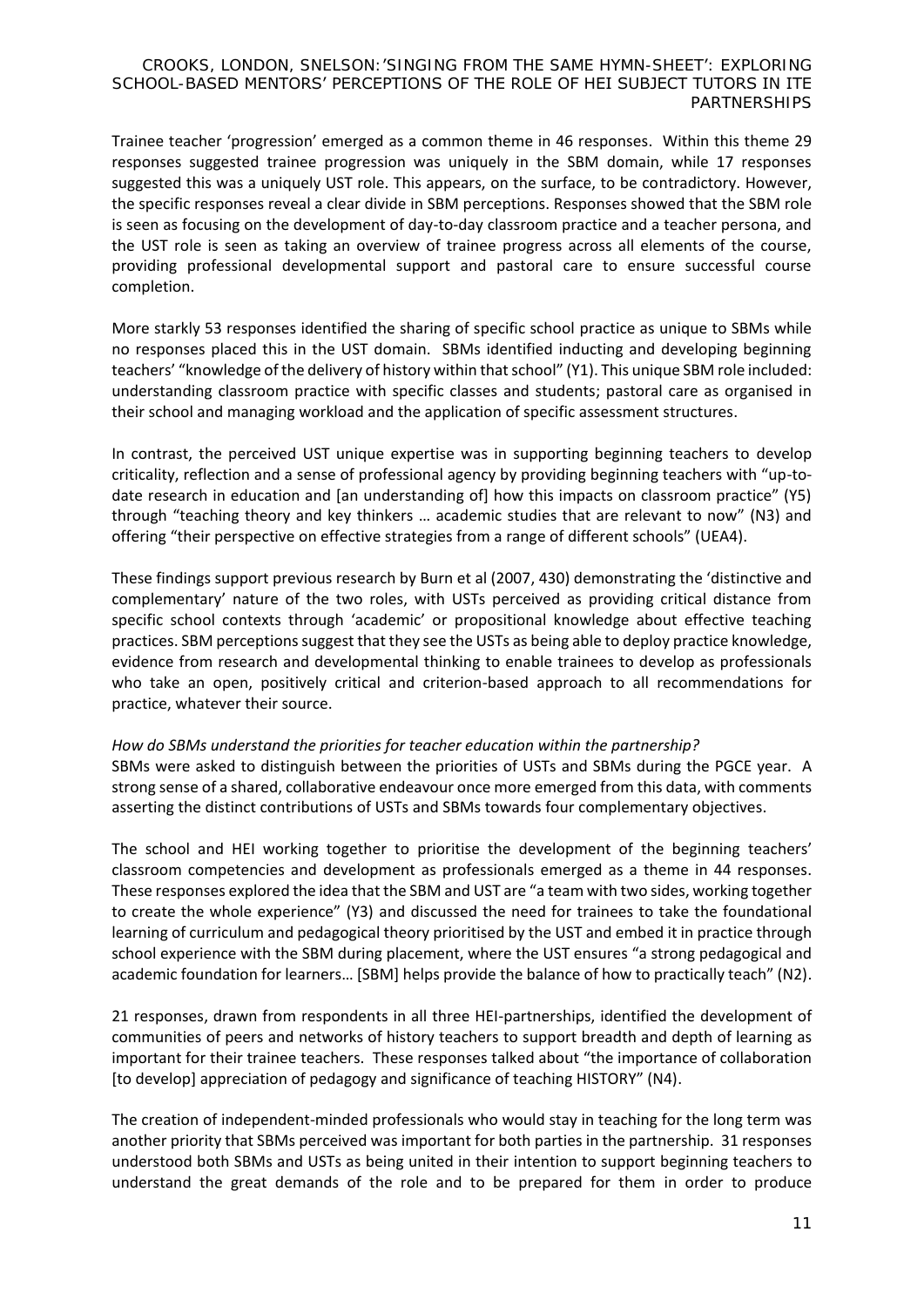Trainee teacher 'progression' emerged as a common theme in 46 responses. Within this theme 29 responses suggested trainee progression was uniquely in the SBM domain, while 17 responses suggested this was a uniquely UST role. This appears, on the surface, to be contradictory. However, the specific responses reveal a clear divide in SBM perceptions. Responses showed that the SBM role is seen as focusing on the development of day-to-day classroom practice and a teacher persona, and the UST role is seen as taking an overview of trainee progress across all elements of the course, providing professional developmental support and pastoral care to ensure successful course completion.

More starkly 53 responses identified the sharing of specific school practice as unique to SBMs while no responses placed this in the UST domain. SBMs identified inducting and developing beginning teachers' "knowledge of the delivery of history within that school" (Y1). This unique SBM role included: understanding classroom practice with specific classes and students; pastoral care as organised in their school and managing workload and the application of specific assessment structures.

In contrast, the perceived UST unique expertise was in supporting beginning teachers to develop criticality, reflection and a sense of professional agency by providing beginning teachers with "up-to-date research in education and [an understanding of] how this impacts on classroom practice" (Y5) through "teaching theory and key thinkers … academic studies that are relevant to now" (N3) and offering "their perspective on effective strategies from a range of different schools" (UEA4).

These findings support previous research by Burn et al (2007, 430) demonstrating the 'distinctive and complementary' nature of the two roles, with USTs perceived as providing critical distance from specific school contexts through 'academic' or propositional knowledge about effective teaching practices. SBM perceptions suggest that they see the USTs as being able to deploy practice knowledge, evidence from research and developmental thinking to enable trainees to develop as professionals who take an open, positively critical and criterion-based approach to all recommendations for practice, whatever their source.

*How do SBMs understand the priorities for teacher education within the partnership?*

SBMs were asked to distinguish between the priorities of USTs and SBMs during the PGCE year. A strong sense of a shared, collaborative endeavour once more emerged from this data, with comments asserting the distinct contributions of USTs and SBMs towards four complementary objectives.

The school and HEI working together to prioritise the development of the beginning teachers' classroom competencies and development as professionals emerged as a theme in 44 responses. These responses explored the idea that the SBM and UST are "a team with two sides, working together to create the whole experience" (Y3) and discussed the need for trainees to take the foundational learning of curriculum and pedagogical theory prioritised by the UST and embed it in practice through school experience with the SBM during placement, where the UST ensures "a strong pedagogical and academic foundation for learners… [SBM] helps provide the balance of how to practically teach" (N2).

21 responses, drawn from respondents in all three HEI-partnerships, identified the development of communities of peers and networks of history teachers to support breadth and depth of learning as important for their trainee teachers. These responses talked about "the importance of collaboration [to develop] appreciation of pedagogy and significance of teaching HISTORY" (N4).

The creation of independent-minded professionals who would stay in teaching for the long term was another priority that SBMs perceived was important for both parties in the partnership. 31 responses understood both SBMs and USTs as being united in their intention to support beginning teachers to understand the great demands of the role and to be prepared for them in order to produce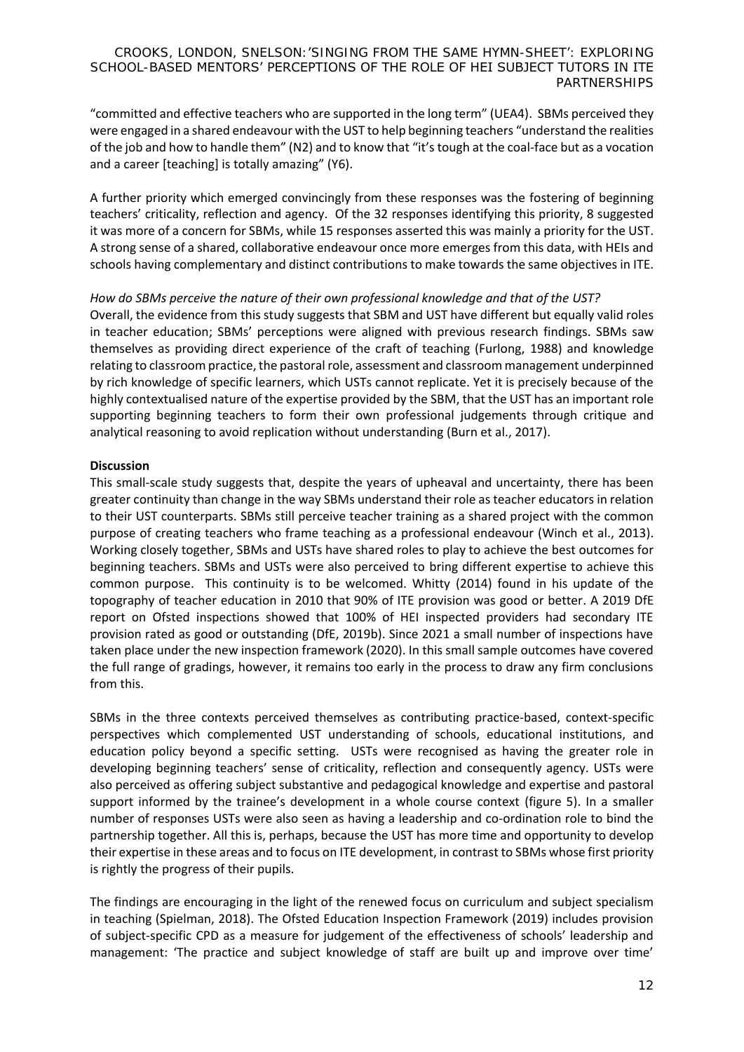"committed and effective teachers who are supported in the long term" (UEA4). SBMs perceived they were engaged in a shared endeavour with the UST to help beginning teachers "understand the realities of the job and how to handle them" (N2) and to know that "it's tough at the coal-face but as a vocation and a career [teaching] is totally amazing" (Y6).

A further priority which emerged convincingly from these responses was the fostering of beginning teachers' criticality, reflection and agency. Of the 32 responses identifying this priority, 8 suggested it was more of a concern for SBMs, while 15 responses asserted this was mainly a priority for the UST. A strong sense of a shared, collaborative endeavour once more emerges from this data, with HEIs and schools having complementary and distinct contributions to make towards the same objectives in ITE.

*How do SBMs perceive the nature of their own professional knowledge and that of the UST?*

Overall, the evidence from this study suggests that SBM and UST have different but equally valid roles in teacher education; SBMs' perceptions were aligned with previous research findings. SBMs saw themselves as providing direct experience of the craft of teaching (Furlong, 1988) and knowledge relating to classroom practice, the pastoral role, assessment and classroom management underpinned by rich knowledge of specific learners, which USTs cannot replicate. Yet it is precisely because of the highly contextualised nature of the expertise provided by the SBM, that the UST has an important role supporting beginning teachers to form their own professional judgements through critique and analytical reasoning to avoid replication without understanding (Burn et al., 2017).

**Discussion**

This small-scale study suggests that, despite the years of upheaval and uncertainty, there has been greater continuity than change in the way SBMs understand their role as teacher educators in relation to their UST counterparts. SBMs still perceive teacher training as a shared project with the common purpose of creating teachers who frame teaching as a professional endeavour (Winch et al., 2013). Working closely together, SBMs and USTs have shared roles to play to achieve the best outcomes for beginning teachers. SBMs and USTs were also perceived to bring different expertise to achieve this common purpose. This continuity is to be welcomed. Whitty (2014) found in his update of the topography of teacher education in 2010 that 90% of ITE provision was good or better. A 2019 DfE report on Ofsted inspections showed that 100% of HEI inspected providers had secondary ITE provision rated as good or outstanding (DfE, 2019b). Since 2021 a small number of inspections have taken place under the new inspection framework (2020). In this small sample outcomes have covered the full range of gradings, however, it remains too early in the process to draw any firm conclusions from this.

SBMs in the three contexts perceived themselves as contributing practice-based, context-specific perspectives which complemented UST understanding of schools, educational institutions, and education policy beyond a specific setting. USTs were recognised as having the greater role in developing beginning teachers' sense of criticality, reflection and consequently agency. USTs were also perceived as offering subject substantive and pedagogical knowledge and expertise and pastoral support informed by the trainee's development in a whole course context (figure 5). In a smaller number of responses USTs were also seen as having a leadership and co-ordination role to bind the partnership together. All this is, perhaps, because the UST has more time and opportunity to develop their expertise in these areas and to focus on ITE development, in contrast to SBMs whose first priority is rightly the progress of their pupils.

The findings are encouraging in the light of the renewed focus on curriculum and subject specialism in teaching (Spielman, 2018). The Ofsted Education Inspection Framework (2019) includes provision of subject-specific CPD as a measure for judgement of the effectiveness of schools' leadership and management: 'The practice and subject knowledge of staff are built up and improve over time'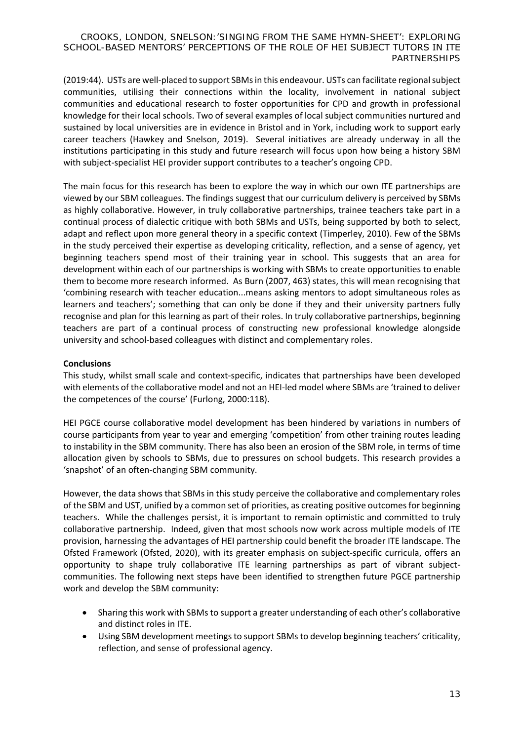(2019:44). USTs are well-placed to support SBMs in this endeavour. USTs can facilitate regional subject communities, utilising their connections within the locality, involvement in national subject communities and educational research to foster opportunities for CPD and growth in professional knowledge for their local schools. Two of several examples of local subject communities nurtured and sustained by local universities are in evidence in Bristol and in York, including work to support early career teachers (Hawkey and Snelson, 2019). Several initiatives are already underway in all the institutions participating in this study and future research will focus upon how being a history SBM with subject-specialist HEI provider support contributes to a teacher's ongoing CPD.

The main focus for this research has been to explore the way in which our own ITE partnerships are viewed by our SBM colleagues. The findings suggest that our curriculum delivery is perceived by SBMs as highly collaborative. However, in truly collaborative partnerships, trainee teachers take part in a continual process of dialectic critique with both SBMs and USTs, being supported by both to select, adapt and reflect upon more general theory in a specific context (Timperley, 2010). Few of the SBMs in the study perceived their expertise as developing criticality, reflection, and a sense of agency, yet beginning teachers spend most of their training year in school. This suggests that an area for development within each of our partnerships is working with SBMs to create opportunities to enable them to become more research informed. As Burn (2007, 463) states, this will mean recognising that 'combining research with teacher education...means asking mentors to adopt simultaneous roles as learners and teachers'; something that can only be done if they and their university partners fully recognise and plan for this learning as part of their roles. In truly collaborative partnerships, beginning teachers are part of a continual process of constructing new professional knowledge alongside university and school-based colleagues with distinct and complementary roles.

**Conclusions**

This study, whilst small scale and context-specific, indicates that partnerships have been developed with elements of the collaborative model and not an HEI-led model where SBMs are 'trained to deliver the competences of the course' (Furlong, 2000:118).

HEI PGCE course collaborative model development has been hindered by variations in numbers of course participants from year to year and emerging 'competition' from other training routes leading to instability in the SBM community. There has also been an erosion of the SBM role, in terms of time allocation given by schools to SBMs, due to pressures on school budgets. This research provides a 'snapshot' of an often-changing SBM community.

However, the data shows that SBMs in this study perceive the collaborative and complementary roles of the SBM and UST, unified by a common set of priorities, as creating positive outcomes for beginning teachers. While the challenges persist, it is important to remain optimistic and committed to truly collaborative partnership. Indeed, given that most schools now work across multiple models of ITE provision, harnessing the advantages of HEI partnership could benefit the broader ITE landscape. The Ofsted Framework (Ofsted, 2020), with its greater emphasis on subject-specific curricula, offers an opportunity to shape truly collaborative ITE learning partnerships as part of vibrant subject-communities. The following next steps have been identified to strengthen future PGCE partnership work and develop the SBM community:

- Sharing this work with SBMs to support a greater understanding of each other's collaborative and distinct roles in ITE.
- Using SBM development meetings to support SBMs to develop beginning teachers' criticality, reflection, and sense of professional agency.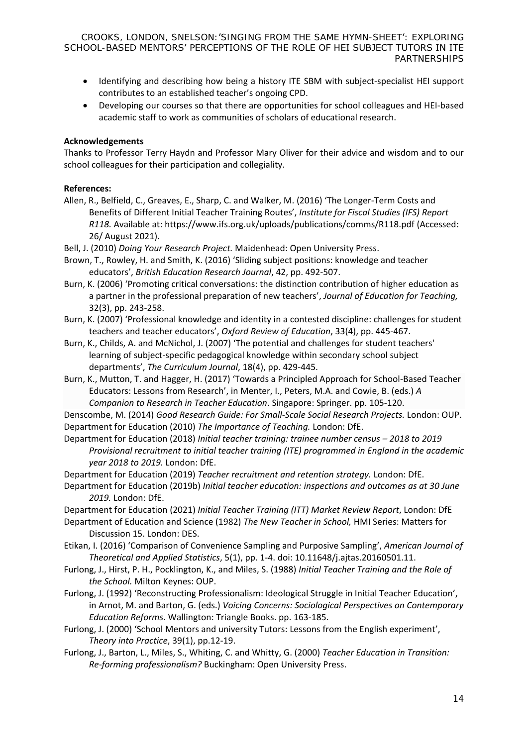- Identifying and describing how being a history ITE SBM with subject-specialist HEI support contributes to an established teacher's ongoing CPD.
- Developing our courses so that there are opportunities for school colleagues and HEI-based academic staff to work as communities of scholars of educational research.

**Acknowledgements**

Thanks to Professor Terry Haydn and Professor Mary Oliver for their advice and wisdom and to our school colleagues for their participation and collegiality.

**References:**

Allen, R., Belfield, C., Greaves, E., Sharp, C. and Walker, M. (2016) 'The Longer-Term Costs and Benefits of Different Initial Teacher Training Routes', *Institute for Fiscal Studies (IFS) Report R118.* Available at: https://www.ifs.org.uk/uploads/publications/comms/R118.pdf (Accessed: 26/ August 2021).

Bell, J. (2010) *Doing Your Research Project.* Maidenhead: Open University Press.

Brown, T., Rowley, H. and Smith, K. (2016) 'Sliding subject positions: knowledge and teacher educators', *British Education Research Journal*, 42, pp. 492-507.

Burn, K. (2006) 'Promoting critical conversations: the distinction contribution of higher education as a partner in the professional preparation of new teachers', *Journal of Education for Teaching,* 32(3), pp. 243-258.

Burn, K. (2007) 'Professional knowledge and identity in a contested discipline: challenges for student teachers and teacher educators', *Oxford Review of Education*, 33(4), pp. 445-467.

Burn, K., Childs, A. and McNichol, J. (2007) 'The potential and challenges for student teachers' learning of subject-specific pedagogical knowledge within secondary school subject departments', *The Curriculum Journal*, 18(4), pp. 429-445.

Burn, K., Mutton, T. and Hagger, H. (2017) 'Towards a Principled Approach for School-Based Teacher Educators: Lessons from Research', in Menter, I., Peters, M.A. and Cowie, B. (eds.) *A Companion to Research in Teacher Education*. Singapore: Springer. pp. 105-120.

Denscombe, M. (2014) *Good Research Guide: For Small-Scale Social Research Projects.* London: OUP.

Department for Education (2010) *The Importance of Teaching.* London: DfE.

Department for Education (2018) *Initial teacher training: trainee number census – 2018 to 2019 Provisional recruitment to initial teacher training (ITE) programmed in England in the academic year 2018 to 2019.* London: DfE.

Department for Education (2019) *Teacher recruitment and retention strategy.* London: DfE.

Department for Education (2019b) *Initial teacher education: inspections and outcomes as at 30 June 2019.* London: DfE.

Department for Education (2021) *Initial Teacher Training (ITT) Market Review Report*, London: DfE

Department of Education and Science (1982) *The New Teacher in School,* HMI Series: Matters for Discussion 15. London: DES.

Etikan, I. (2016) 'Comparison of Convenience Sampling and Purposive Sampling', *American Journal of Theoretical and Applied Statistics*, 5(1), pp. 1-4. doi: 10.11648/j.ajtas.20160501.11.

Furlong, J., Hirst, P. H., Pocklington, K., and Miles, S. (1988) *Initial Teacher Training and the Role of the School.* Milton Keynes: OUP.

Furlong, J. (1992) 'Reconstructing Professionalism: Ideological Struggle in Initial Teacher Education', in Arnot, M. and Barton, G. (eds.) *Voicing Concerns: Sociological Perspectives on Contemporary Education Reforms*. Wallington: Triangle Books. pp. 163-185.

Furlong, J. (2000) 'School Mentors and university Tutors: Lessons from the English experiment', *Theory into Practice*, 39(1), pp.12-19.

Furlong, J., Barton, L., Miles, S., Whiting, C. and Whitty, G. (2000) *Teacher Education in Transition: Re-forming professionalism?* Buckingham: Open University Press.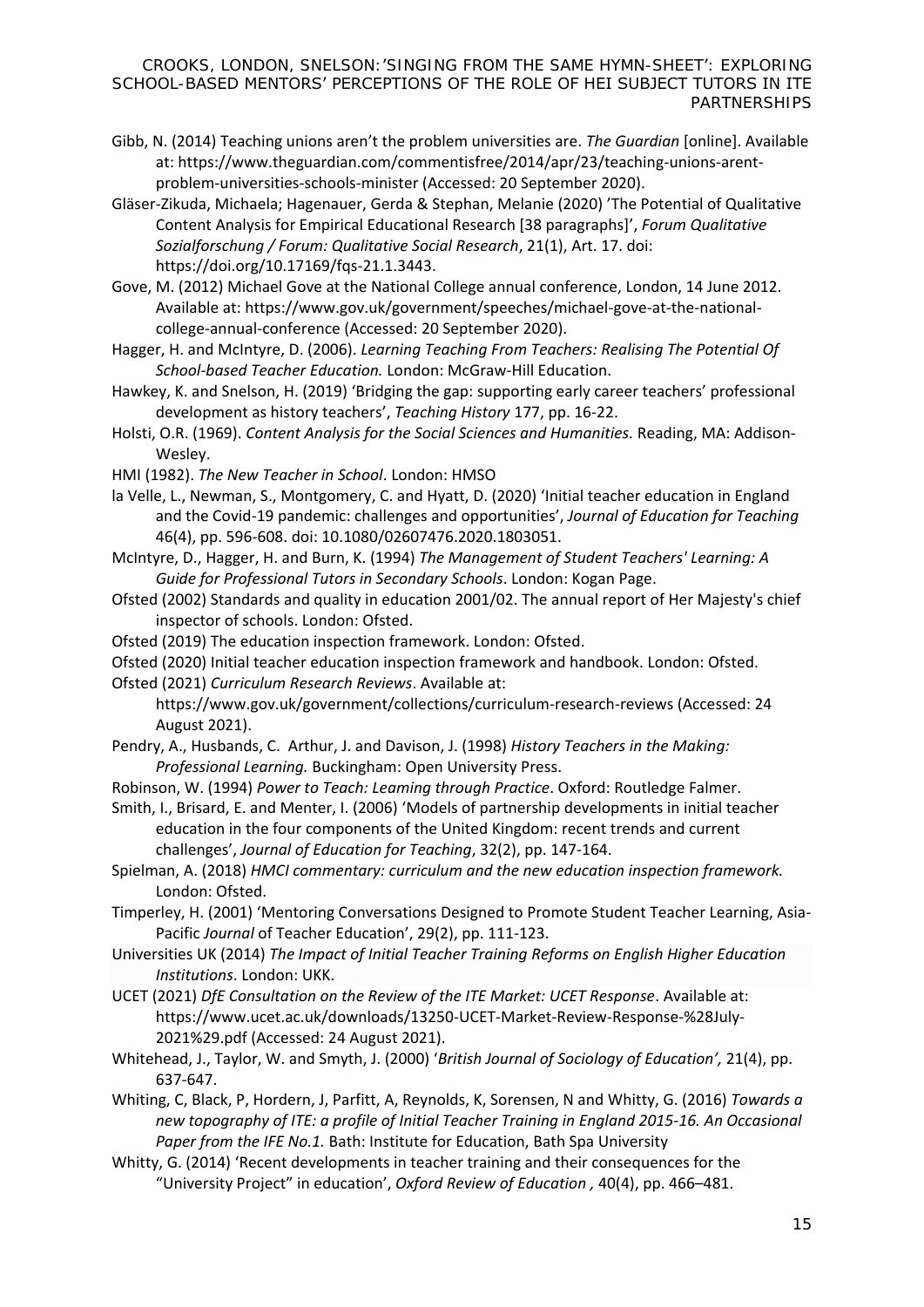Gibb, N. (2014) Teaching unions aren't the problem universities are. *The Guardian* [online]. Available at: https://www.theguardian.com/commentisfree/2014/apr/23/teaching-unions-arent-problem-universities-schools-minister (Accessed: 20 September 2020).

Gläser-Zikuda, Michaela; Hagenauer, Gerda & Stephan, Melanie (2020) 'The Potential of Qualitative Content Analysis for Empirical Educational Research [38 paragraphs]', *Forum Qualitative Sozialforschung / Forum: Qualitative Social Research*, 21(1), Art. 17. doi: https://doi.org/10.17169/fqs-21.1.3443.

Gove, M. (2012) Michael Gove at the National College annual conference, London, 14 June 2012. Available at: https://www.gov.uk/government/speeches/michael-gove-at-the-national-college-annual-conference (Accessed: 20 September 2020).

Hagger, H. and McIntyre, D. (2006). *Learning Teaching From Teachers: Realising The Potential Of School-based Teacher Education.* London: McGraw-Hill Education.

Hawkey, K. and Snelson, H. (2019) 'Bridging the gap: supporting early career teachers' professional development as history teachers', *Teaching History* 177, pp. 16-22.

Holsti, O.R. (1969). *Content Analysis for the Social Sciences and Humanities.* Reading, MA: Addison-Wesley.

HMI (1982). *The New Teacher in School*. London: HMSO

la Velle, L., Newman, S., Montgomery, C. and Hyatt, D. (2020) 'Initial teacher education in England and the Covid-19 pandemic: challenges and opportunities', *Journal of Education for Teaching* 46(4), pp. 596-608. doi: 10.1080/02607476.2020.1803051.

McIntyre, D., Hagger, H. and Burn, K. (1994) *The Management of Student Teachers' Learning: A Guide for Professional Tutors in Secondary Schools*. London: Kogan Page.

Ofsted (2002) Standards and quality in education 2001/02. The annual report of Her Majesty's chief inspector of schools. London: Ofsted.

Ofsted (2019) The education inspection framework. London: Ofsted.

Ofsted (2020) Initial teacher education inspection framework and handbook. London: Ofsted.

Ofsted (2021) *Curriculum Research Reviews*. Available at: https://www.gov.uk/government/collections/curriculum-research-reviews (Accessed: 24 August 2021).

Pendry, A., Husbands, C. Arthur, J. and Davison, J. (1998) *History Teachers in the Making: Professional Learning.* Buckingham: Open University Press.

Robinson, W. (1994) *Power to Teach: Leaming through Practice*. Oxford: Routledge Falmer.

Smith, I., Brisard, E. and Menter, I. (2006) 'Models of partnership developments in initial teacher education in the four components of the United Kingdom: recent trends and current challenges', *Journal of Education for Teaching*, 32(2), pp. 147-164.

Spielman, A. (2018) *HMCI commentary: curriculum and the new education inspection framework.* London: Ofsted.

Timperley, H. (2001) 'Mentoring Conversations Designed to Promote Student Teacher Learning, Asia-Pacific *Journal* of Teacher Education', 29(2), pp. 111-123.

Universities UK (2014) *The Impact of Initial Teacher Training Reforms on English Higher Education Institutions*. London: UKK.

UCET (2021) *DfE Consultation on the Review of the ITE Market: UCET Response*. Available at: https://www.ucet.ac.uk/downloads/13250-UCET-Market-Review-Response-%28July-2021%29.pdf (Accessed: 24 August 2021).

Whitehead, J., Taylor, W. and Smyth, J. (2000) '*British Journal of Sociology of Education',* 21(4), pp. 637-647.

Whiting, C, Black, P, Hordern, J, Parfitt, A, Reynolds, K, Sorensen, N and Whitty, G. (2016) *Towards a new topography of ITE: a profile of Initial Teacher Training in England 2015-16. An Occasional Paper from the IFE No.1.* Bath: Institute for Education, Bath Spa University

Whitty, G. (2014) 'Recent developments in teacher training and their consequences for the "University Project" in education', *Oxford Review of Education ,* 40(4), pp. 466–481.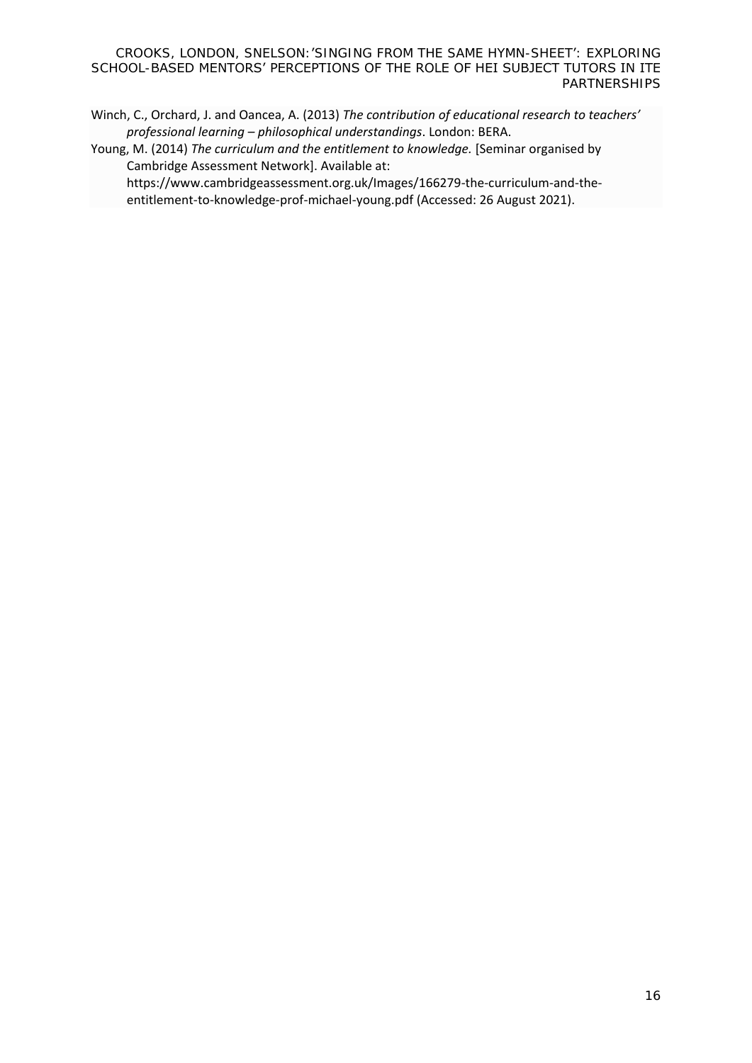Winch, C., Orchard, J. and Oancea, A. (2013) *The contribution of educational research to teachers' professional learning – philosophical understandings*. London: BERA.

Young, M. (2014) *The curriculum and the entitlement to knowledge.* [Seminar organised by Cambridge Assessment Network]. Available at: https://www.cambridgeassessment.org.uk/Images/166279-the-curriculum-and-the-entitlement-to-knowledge-prof-michael-young.pdf (Accessed: 26 August 2021).